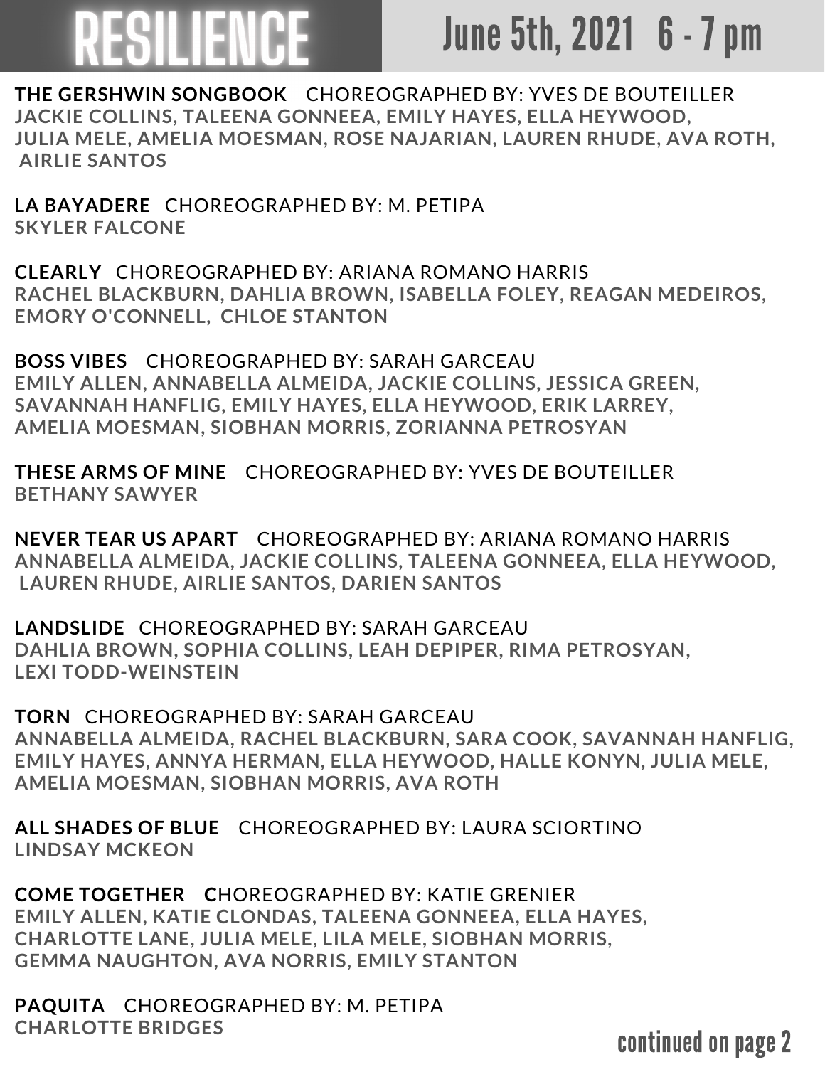# RESILIENCE

**June 5th, 2021 6 - 7 pm**

**THE GERSHWIN SONGBOOK** CHOREOGRAPHED BY: YVES DE BOUTEILLER
JACKIE COLLINS, TALEENA GONNEEA, EMILY HAYES, ELLA HEYWOOD, JULIA MELE, AMELIA MOESMAN, ROSE NAJARIAN, LAUREN RHUDE, AVA ROTH, AIRLIE SANTOS

**LA BAYADERE** CHOREOGRAPHED BY: M. PETIPA
SKYLER FALCONE

**CLEARLY** CHOREOGRAPHED BY: ARIANA ROMANO HARRIS
RACHEL BLACKBURN, DAHLIA BROWN, ISABELLA FOLEY, REAGAN MEDEIROS, EMORY O'CONNELL, CHLOE STANTON

**BOSS VIBES** CHOREOGRAPHED BY: SARAH GARCEAU
EMILY ALLEN, ANNABELLA ALMEIDA, JACKIE COLLINS, JESSICA GREEN, SAVANNAH HANFLIG, EMILY HAYES, ELLA HEYWOOD, ERIK LARREY, AMELIA MOESMAN, SIOBHAN MORRIS, ZORIANNA PETROSYAN

**THESE ARMS OF MINE** CHOREOGRAPHED BY: YVES DE BOUTEILLER
BETHANY SAWYER

**NEVER TEAR US APART** CHOREOGRAPHED BY: ARIANA ROMANO HARRIS
ANNABELLA ALMEIDA, JACKIE COLLINS, TALEENA GONNEEA, ELLA HEYWOOD, LAUREN RHUDE, AIRLIE SANTOS, DARIEN SANTOS

**LANDSLIDE** CHOREOGRAPHED BY: SARAH GARCEAU
DAHLIA BROWN, SOPHIA COLLINS, LEAH DEPIPER, RIMA PETROSYAN, LEXI TODD-WEINSTEIN

**TORN** CHOREOGRAPHED BY: SARAH GARCEAU
ANNABELLA ALMEIDA, RACHEL BLACKBURN, SARA COOK, SAVANNAH HANFLIG, EMILY HAYES, ANNYA HERMAN, ELLA HEYWOOD, HALLE KONYN, JULIA MELE, AMELIA MOESMAN, SIOBHAN MORRIS, AVA ROTH

**ALL SHADES OF BLUE** CHOREOGRAPHED BY: LAURA SCIORTINO
LINDSAY MCKEON

**COME TOGETHER** CHOREOGRAPHED BY: KATIE GRENIER
EMILY ALLEN, KATIE CLONDAS, TALEENA GONNEEA, ELLA HAYES, CHARLOTTE LANE, JULIA MELE, LILA MELE, SIOBHAN MORRIS, GEMMA NAUGHTON, AVA NORRIS, EMILY STANTON

**PAQUITA** CHOREOGRAPHED BY: M. PETIPA
CHARLOTTE BRIDGES

continued on page 2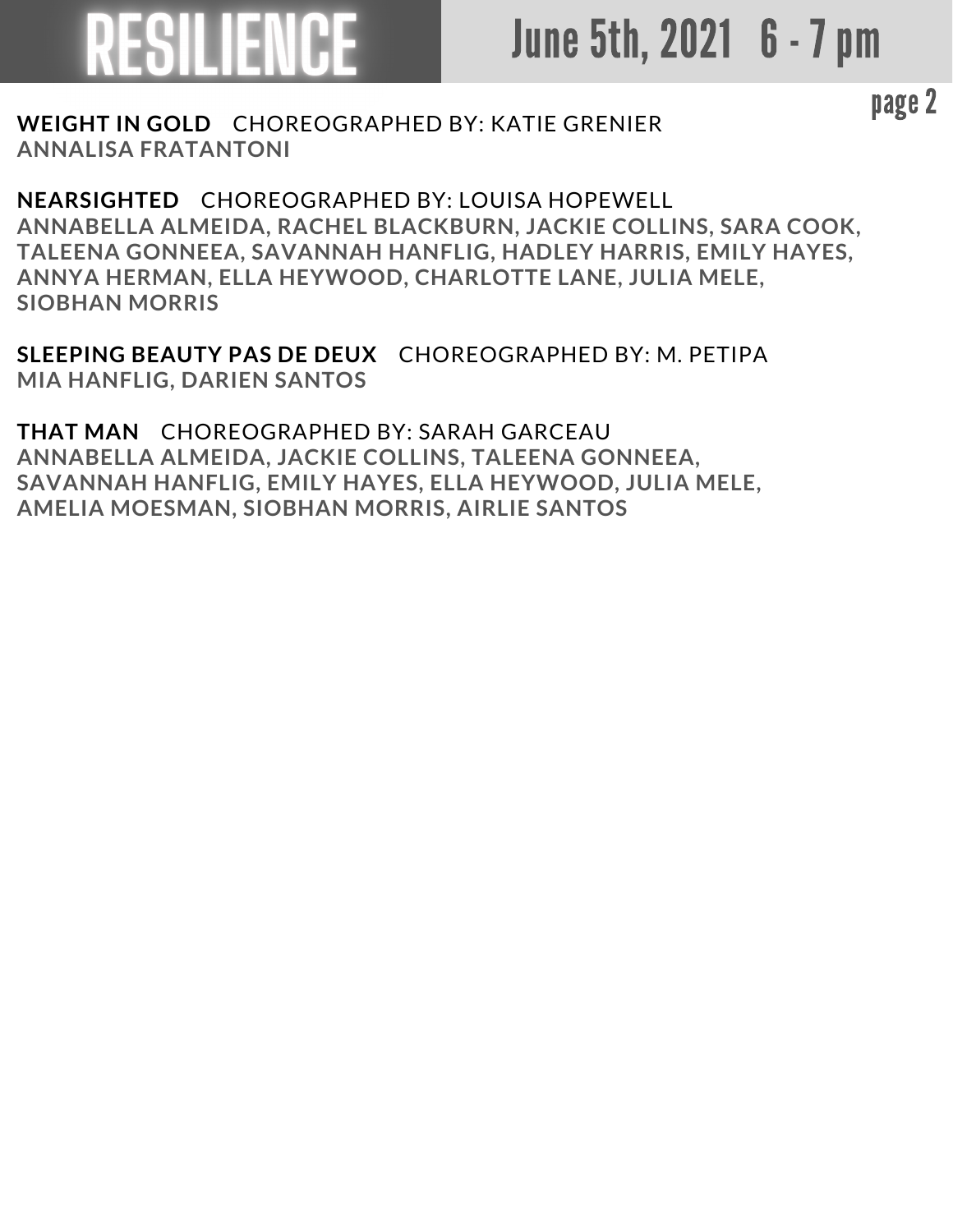# RESILIENCE

## June 5th, 2021 6 - 7 pm

**WEIGHT IN GOLD** CHOREOGRAPHED BY: KATIE GRENIER
**ANNALISA FRATANTONI**

**NEARSIGHTED** CHOREOGRAPHED BY: LOUISA HOPEWELL
**ANNABELLA ALMEIDA, RACHEL BLACKBURN, JACKIE COLLINS, SARA COOK, TALEENA GONNEEA, SAVANNAH HANFLIG, HADLEY HARRIS, EMILY HAYES, ANNYA HERMAN, ELLA HEYWOOD, CHARLOTTE LANE, JULIA MELE, SIOBHAN MORRIS**

**SLEEPING BEAUTY PAS DE DEUX** CHOREOGRAPHED BY: M. PETIPA
**MIA HANFLIG, DARIEN SANTOS**

**THAT MAN** CHOREOGRAPHED BY: SARAH GARCEAU
**ANNABELLA ALMEIDA, JACKIE COLLINS, TALEENA GONNEEA, SAVANNAH HANFLIG, EMILY HAYES, ELLA HEYWOOD, JULIA MELE, AMELIA MOESMAN, SIOBHAN MORRIS, AIRLIE SANTOS**